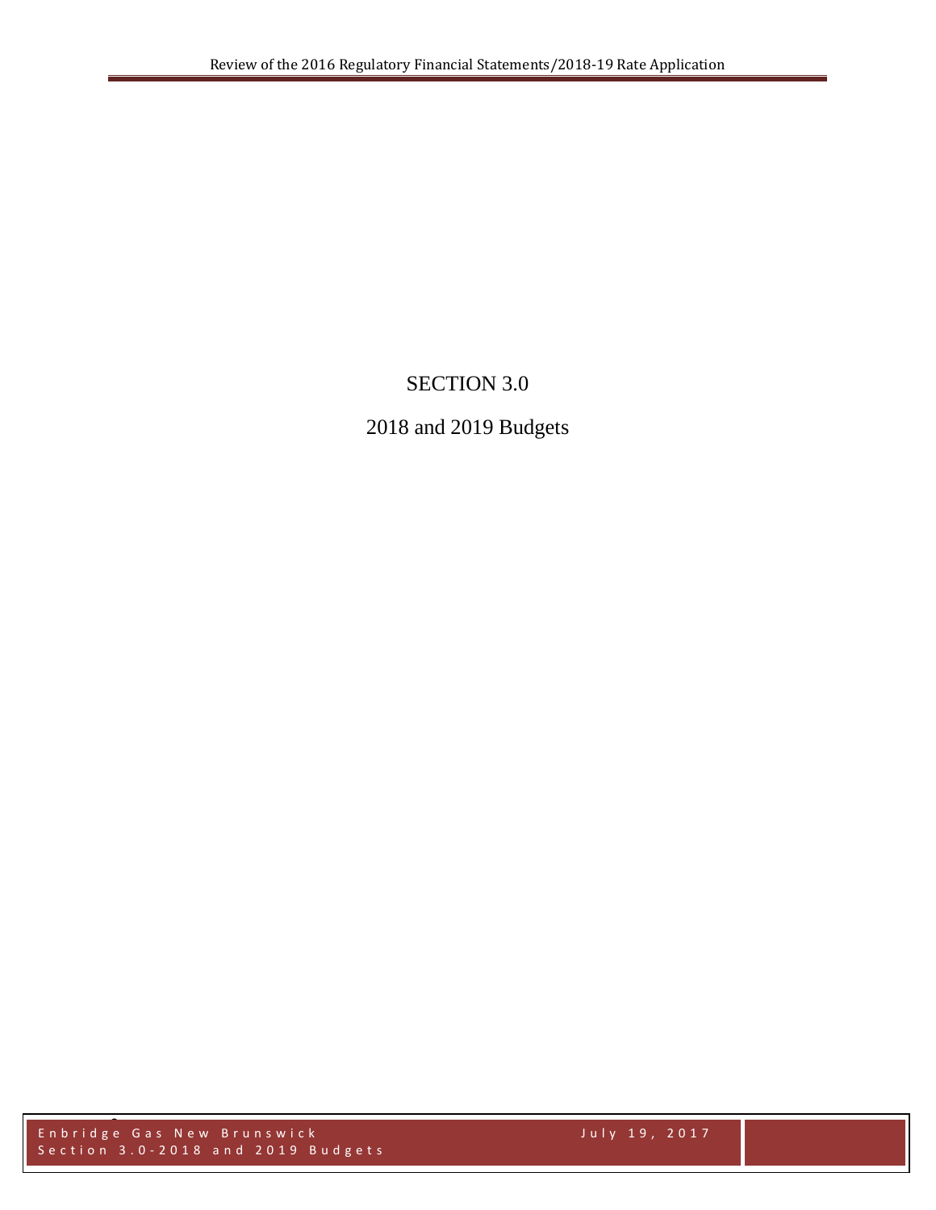# SECTION 3.0

## 2018 and 2019 Budgets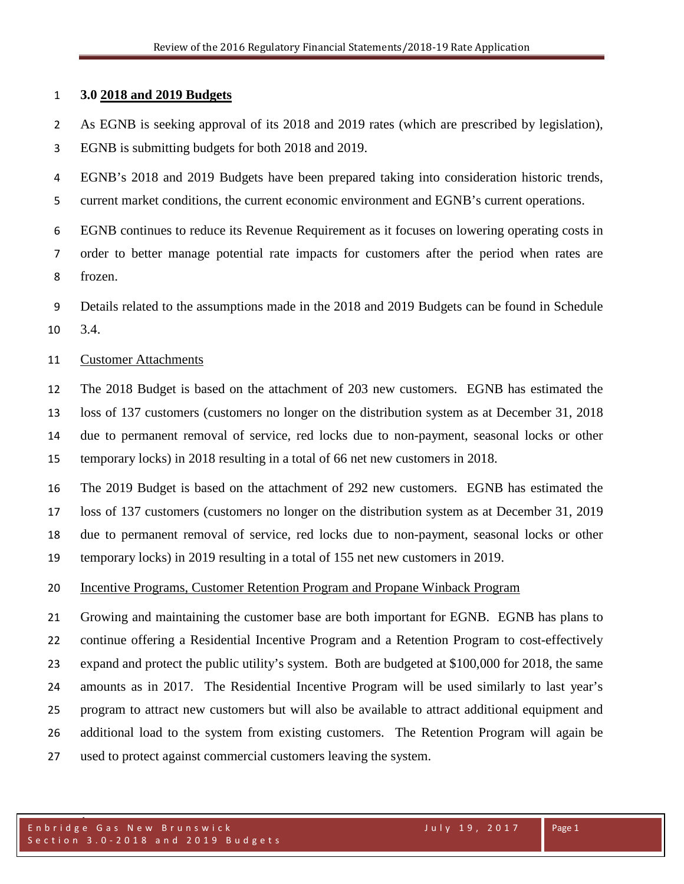## 3.0 2018 and 2019 Budgets

As EGNB is seeking approval of its 2018 and 2019 rates (which are prescribed by legislation), EGNB is submitting budgets for both 2018 and 2019.

EGNB's 2018 and 2019 Budgets have been prepared taking into consideration historic trends, current market conditions, the current economic environment and EGNB's current operations.

EGNB continues to reduce its Revenue Requirement as it focuses on lowering operating costs in order to better manage potential rate impacts for customers after the period when rates are frozen.

Details related to the assumptions made in the 2018 and 2019 Budgets can be found in Schedule 3.4.

### Customer Attachments

The 2018 Budget is based on the attachment of 203 new customers. EGNB has estimated the loss of 137 customers (customers no longer on the distribution system as at December 31, 2018 due to permanent removal of service, red locks due to non-payment, seasonal locks or other temporary locks) in 2018 resulting in a total of 66 net new customers in 2018.

The 2019 Budget is based on the attachment of 292 new customers. EGNB has estimated the loss of 137 customers (customers no longer on the distribution system as at December 31, 2019 due to permanent removal of service, red locks due to non-payment, seasonal locks or other temporary locks) in 2019 resulting in a total of 155 net new customers in 2019.

### Incentive Programs, Customer Retention Program and Propane Winback Program

Growing and maintaining the customer base are both important for EGNB. EGNB has plans to continue offering a Residential Incentive Program and a Retention Program to cost-effectively expand and protect the public utility's system. Both are budgeted at $100,000 for 2018, the same amounts as in 2017. The Residential Incentive Program will be used similarly to last year's program to attract new customers but will also be available to attract additional equipment and additional load to the system from existing customers. The Retention Program will again be used to protect against commercial customers leaving the system.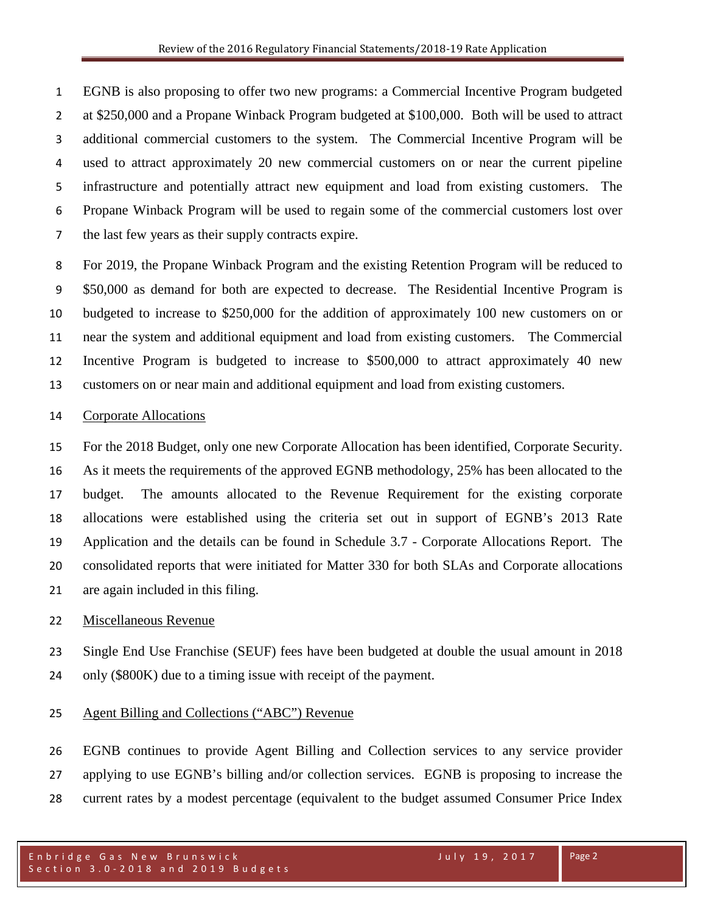EGNB is also proposing to offer two new programs: a Commercial Incentive Program budgeted at $250,000 and a Propane Winback Program budgeted at $100,000. Both will be used to attract additional commercial customers to the system. The Commercial Incentive Program will be used to attract approximately 20 new commercial customers on or near the current pipeline infrastructure and potentially attract new equipment and load from existing customers. The Propane Winback Program will be used to regain some of the commercial customers lost over the last few years as their supply contracts expire.

For 2019, the Propane Winback Program and the existing Retention Program will be reduced to $50,000 as demand for both are expected to decrease. The Residential Incentive Program is budgeted to increase to $250,000 for the addition of approximately 100 new customers on or near the system and additional equipment and load from existing customers. The Commercial Incentive Program is budgeted to increase to $500,000 to attract approximately 40 new customers on or near main and additional equipment and load from existing customers.

<u>Corporate Allocations</u>

For the 2018 Budget, only one new Corporate Allocation has been identified, Corporate Security. As it meets the requirements of the approved EGNB methodology, 25% has been allocated to the budget. The amounts allocated to the Revenue Requirement for the existing corporate allocations were established using the criteria set out in support of EGNB's 2013 Rate Application and the details can be found in Schedule 3.7 - Corporate Allocations Report. The consolidated reports that were initiated for Matter 330 for both SLAs and Corporate allocations are again included in this filing.

<u>Miscellaneous Revenue</u>

Single End Use Franchise (SEUF) fees have been budgeted at double the usual amount in 2018 only ($800K) due to a timing issue with receipt of the payment.

<u>Agent Billing and Collections ("ABC") Revenue</u>

EGNB continues to provide Agent Billing and Collection services to any service provider applying to use EGNB's billing and/or collection services. EGNB is proposing to increase the current rates by a modest percentage (equivalent to the budget assumed Consumer Price Index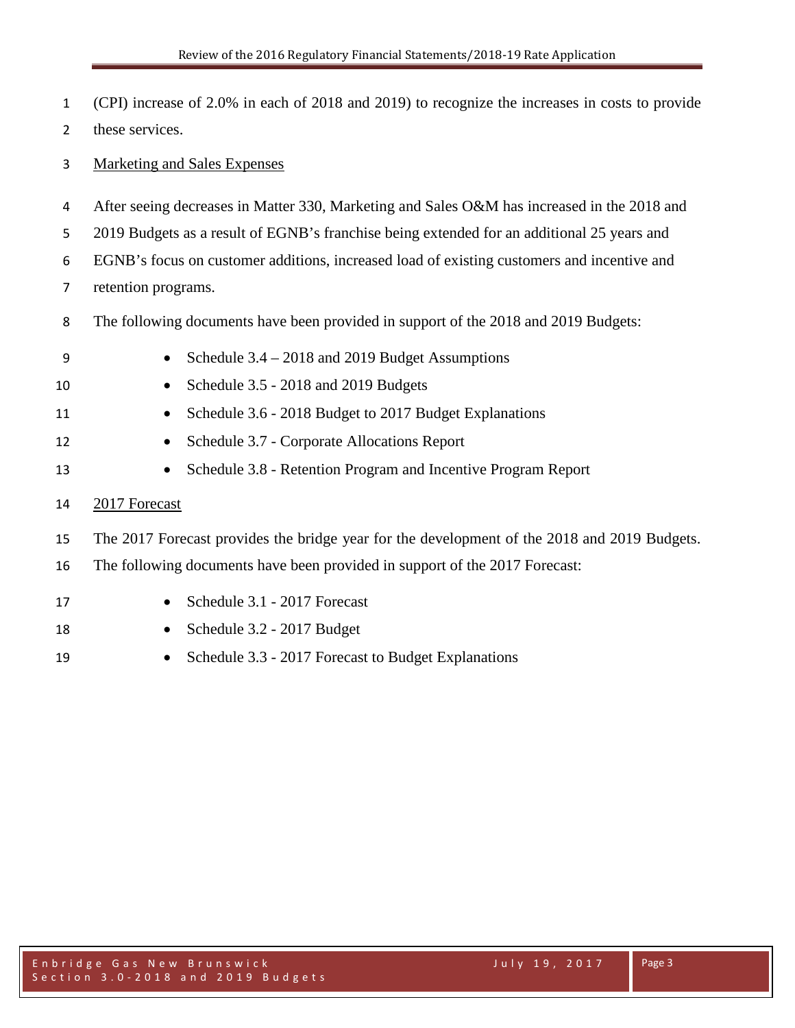(CPI) increase of 2.0% in each of 2018 and 2019) to recognize the increases in costs to provide these services.

Marketing and Sales Expenses

After seeing decreases in Matter 330, Marketing and Sales O&M has increased in the 2018 and 2019 Budgets as a result of EGNB's franchise being extended for an additional 25 years and EGNB's focus on customer additions, increased load of existing customers and incentive and retention programs.

The following documents have been provided in support of the 2018 and 2019 Budgets:

- Schedule 3.4 – 2018 and 2019 Budget Assumptions
- Schedule 3.5 - 2018 and 2019 Budgets
- Schedule 3.6 - 2018 Budget to 2017 Budget Explanations
- Schedule 3.7 - Corporate Allocations Report
- Schedule 3.8 - Retention Program and Incentive Program Report

2017 Forecast

The 2017 Forecast provides the bridge year for the development of the 2018 and 2019 Budgets. The following documents have been provided in support of the 2017 Forecast:

- Schedule 3.1 - 2017 Forecast
- Schedule 3.2 - 2017 Budget
- Schedule 3.3 - 2017 Forecast to Budget Explanations